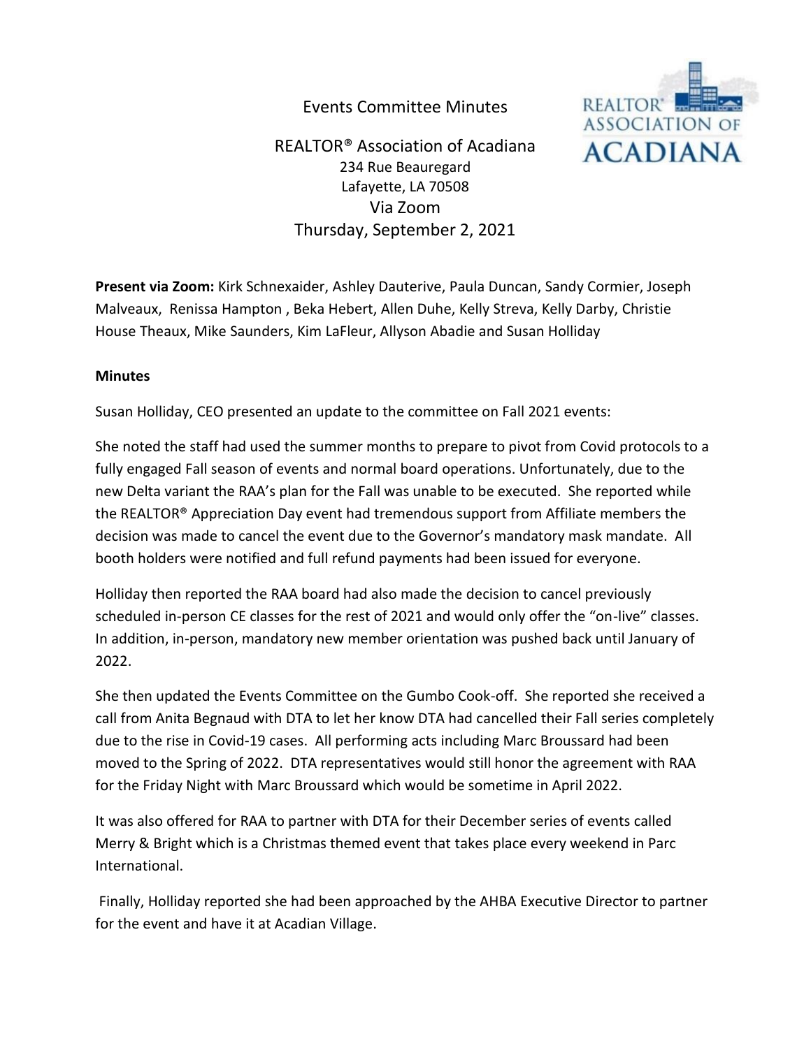# Events Committee Minutes

## REALTOR® Association of Acadiana

234 Rue Beauregard
Lafayette, LA 70508
Via Zoom
Thursday, September 2, 2021

**Present via Zoom:** Kirk Schnexaider, Ashley Dauterive, Paula Duncan, Sandy Cormier, Joseph Malveaux, Renissa Hampton , Beka Hebert, Allen Duhe, Kelly Streva, Kelly Darby, Christie House Theaux, Mike Saunders, Kim LaFleur, Allyson Abadie and Susan Holliday

**Minutes**

Susan Holliday, CEO presented an update to the committee on Fall 2021 events:

She noted the staff had used the summer months to prepare to pivot from Covid protocols to a fully engaged Fall season of events and normal board operations. Unfortunately, due to the new Delta variant the RAA's plan for the Fall was unable to be executed. She reported while the REALTOR® Appreciation Day event had tremendous support from Affiliate members the decision was made to cancel the event due to the Governor's mandatory mask mandate. All booth holders were notified and full refund payments had been issued for everyone.

Holliday then reported the RAA board had also made the decision to cancel previously scheduled in-person CE classes for the rest of 2021 and would only offer the "on-live" classes. In addition, in-person, mandatory new member orientation was pushed back until January of 2022.

She then updated the Events Committee on the Gumbo Cook-off. She reported she received a call from Anita Begnaud with DTA to let her know DTA had cancelled their Fall series completely due to the rise in Covid-19 cases. All performing acts including Marc Broussard had been moved to the Spring of 2022. DTA representatives would still honor the agreement with RAA for the Friday Night with Marc Broussard which would be sometime in April 2022.

It was also offered for RAA to partner with DTA for their December series of events called Merry & Bright which is a Christmas themed event that takes place every weekend in Parc International.

Finally, Holliday reported she had been approached by the AHBA Executive Director to partner for the event and have it at Acadian Village.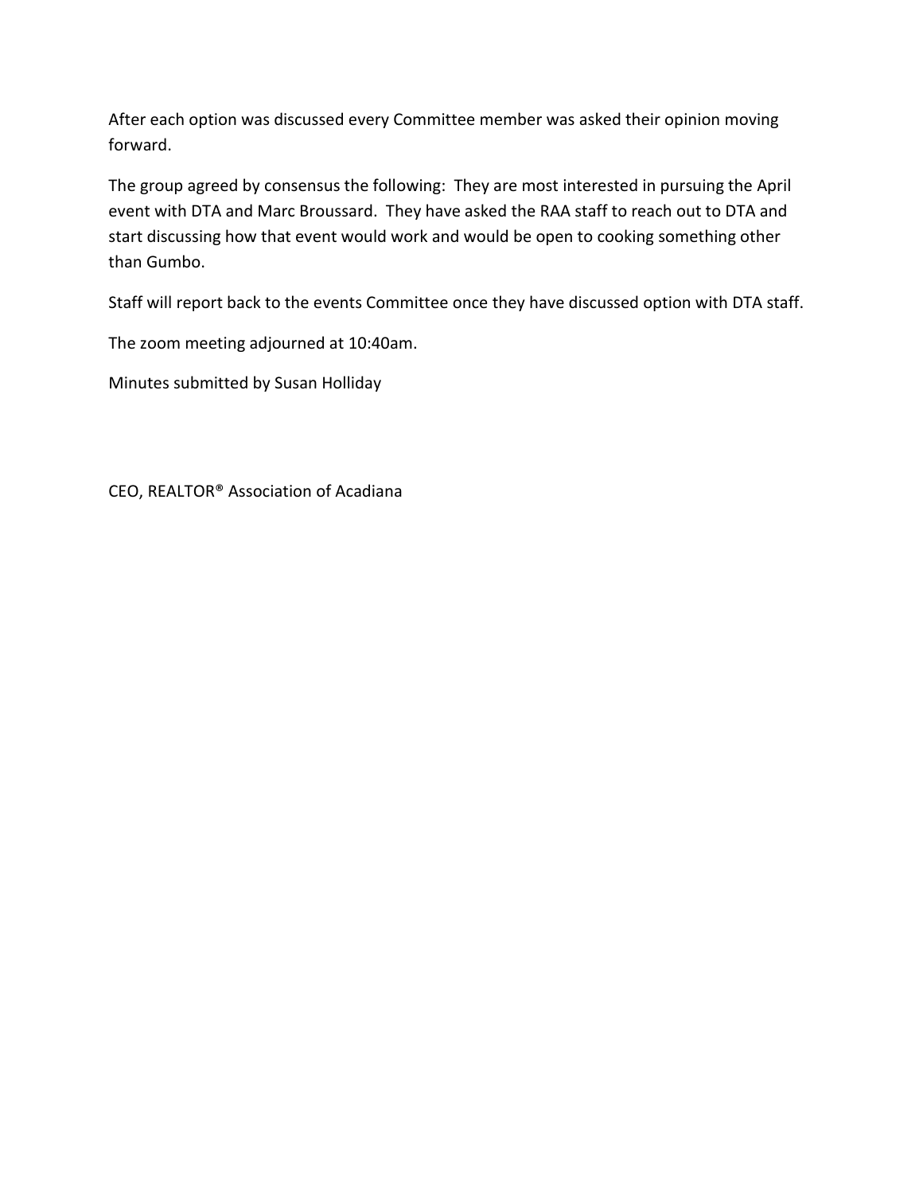After each option was discussed every Committee member was asked their opinion moving forward.

The group agreed by consensus the following: They are most interested in pursuing the April event with DTA and Marc Broussard. They have asked the RAA staff to reach out to DTA and start discussing how that event would work and would be open to cooking something other than Gumbo.

Staff will report back to the events Committee once they have discussed option with DTA staff.

The zoom meeting adjourned at 10:40am.

Minutes submitted by Susan Holliday

CEO, REALTOR® Association of Acadiana